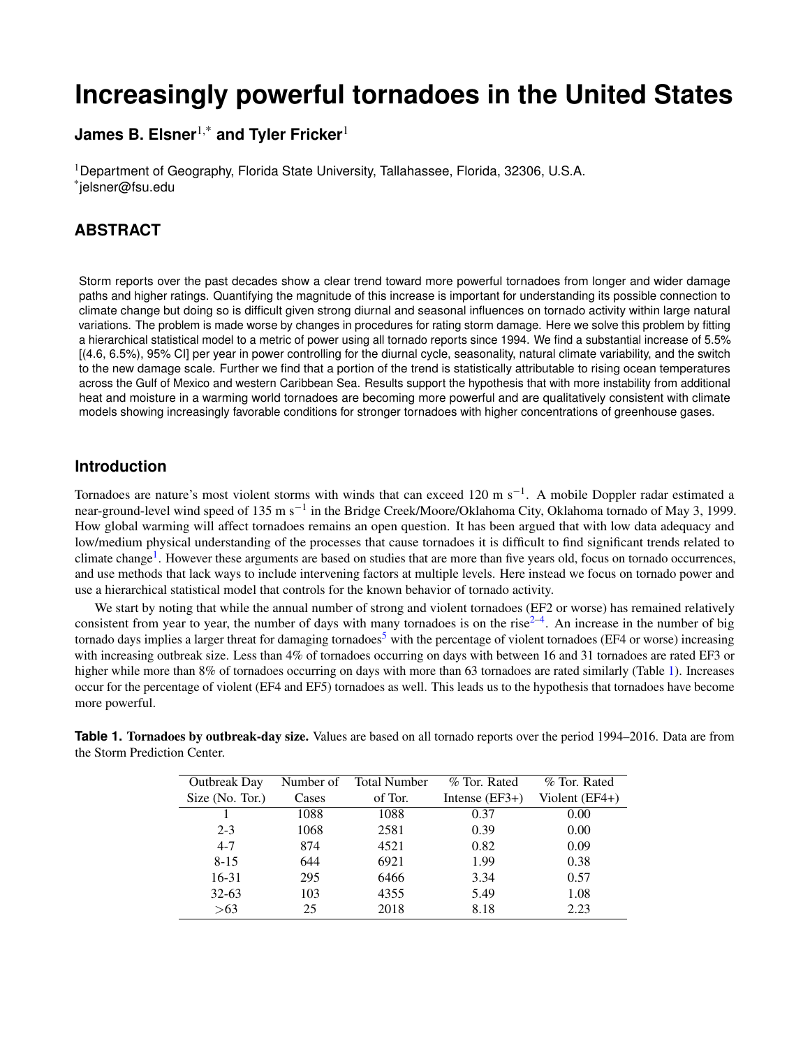# Increasingly powerful tornadoes in the United States

**James B. Elsner**[1,*] **and Tyler Fricker**[1]

[1]Department of Geography, Florida State University, Tallahassee, Florida, 32306, U.S.A.
[*]jelsner@fsu.edu

## ABSTRACT

Storm reports over the past decades show a clear trend toward more powerful tornadoes from longer and wider damage paths and higher ratings. Quantifying the magnitude of this increase is important for understanding its possible connection to climate change but doing so is difficult given strong diurnal and seasonal influences on tornado activity within large natural variations. The problem is made worse by changes in procedures for rating storm damage. Here we solve this problem by fitting a hierarchical statistical model to a metric of power using all tornado reports since 1994. We find a substantial increase of 5.5% [(4.6, 6.5%), 95% CI] per year in power controlling for the diurnal cycle, seasonality, natural climate variability, and the switch to the new damage scale. Further we find that a portion of the trend is statistically attributable to rising ocean temperatures across the Gulf of Mexico and western Caribbean Sea. Results support the hypothesis that with more instability from additional heat and moisture in a warming world tornadoes are becoming more powerful and are qualitatively consistent with climate models showing increasingly favorable conditions for stronger tornadoes with higher concentrations of greenhouse gases.

## Introduction

Tornadoes are nature's most violent storms with winds that can exceed 120 m s$^{-1}$. A mobile Doppler radar estimated a near-ground-level wind speed of 135 m s$^{-1}$ in the Bridge Creek/Moore/Oklahoma City, Oklahoma tornado of May 3, 1999. How global warming will affect tornadoes remains an open question. It has been argued that with low data adequacy and low/medium physical understanding of the processes that cause tornadoes it is difficult to find significant trends related to climate change[1]. However these arguments are based on studies that are more than five years old, focus on tornado occurrences, and use methods that lack ways to include intervening factors at multiple levels. Here instead we focus on tornado power and use a hierarchical statistical model that controls for the known behavior of tornado activity.

We start by noting that while the annual number of strong and violent tornadoes (EF2 or worse) has remained relatively consistent from year to year, the number of days with many tornadoes is on the rise[2–4]. An increase in the number of big tornado days implies a larger threat for damaging tornadoes[5] with the percentage of violent tornadoes (EF4 or worse) increasing with increasing outbreak size. Less than 4% of tornadoes occurring on days with between 16 and 31 tornadoes are rated EF3 or higher while more than 8% of tornadoes occurring on days with more than 63 tornadoes are rated similarly (Table 1). Increases occur for the percentage of violent (EF4 and EF5) tornadoes as well. This leads us to the hypothesis that tornadoes have become more powerful.

**Table 1. Tornadoes by outbreak-day size.** Values are based on all tornado reports over the period 1994–2016. Data are from the Storm Prediction Center.

| Outbreak Day Size (No. Tor.) | Number of Cases | Total Number of Tor. | % Tor. Rated Intense (EF3+) | % Tor. Rated Violent (EF4+) |
|---|---|---|---|---|
| 1 | 1088 | 1088 | 0.37 | 0.00 |
| 2-3 | 1068 | 2581 | 0.39 | 0.00 |
| 4-7 | 874 | 4521 | 0.82 | 0.09 |
| 8-15 | 644 | 6921 | 1.99 | 0.38 |
| 16-31 | 295 | 6466 | 3.34 | 0.57 |
| 32-63 | 103 | 4355 | 5.49 | 1.08 |
| >63 | 25 | 2018 | 8.18 | 2.23 |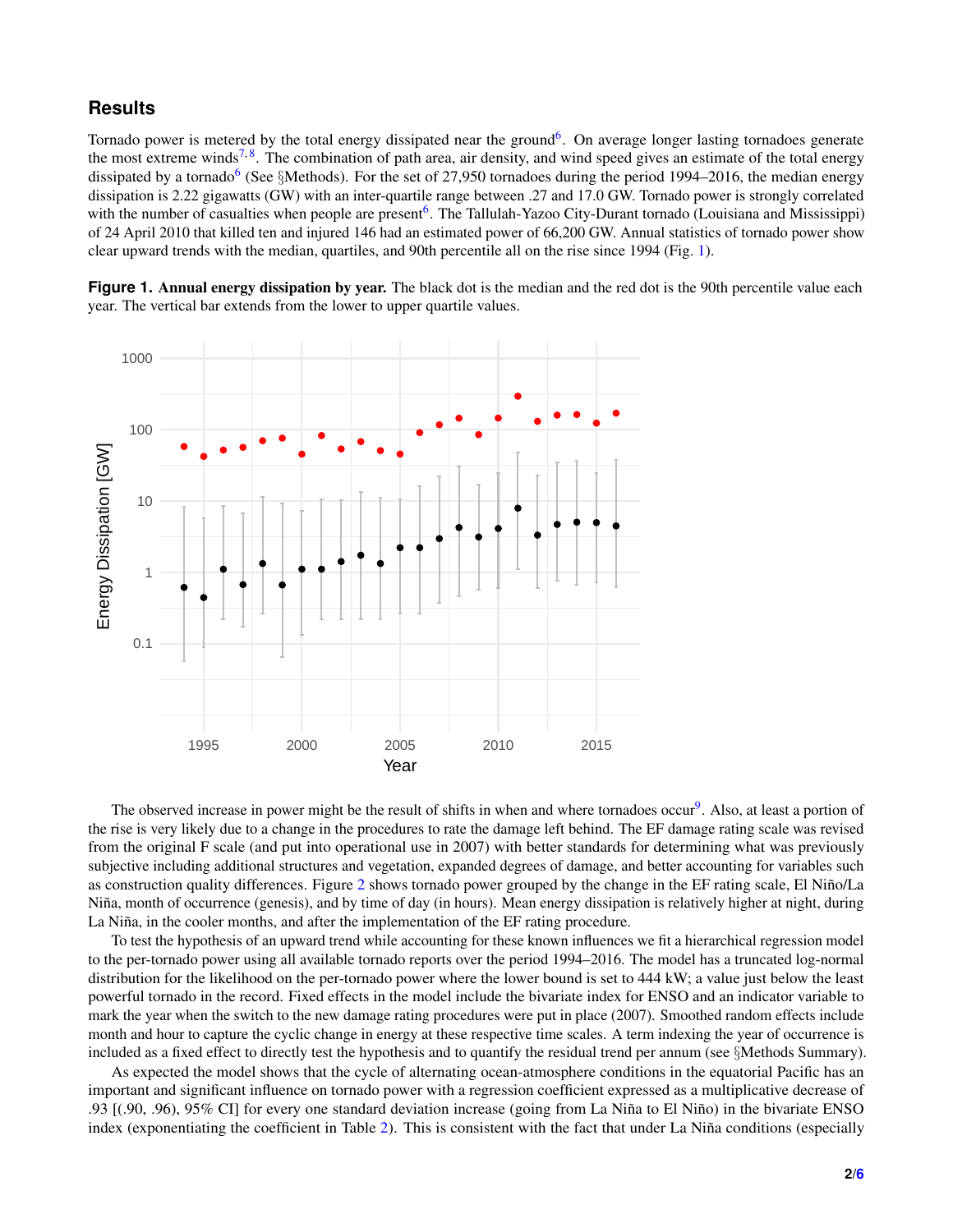## Results

Tornado power is metered by the total energy dissipated near the ground[6]. On average longer lasting tornadoes generate the most extreme winds[7,8]. The combination of path area, air density, and wind speed gives an estimate of the total energy dissipated by a tornado[6] (See §Methods). For the set of 27,950 tornadoes during the period 1994–2016, the median energy dissipation is 2.22 gigawatts (GW) with an inter-quartile range between .27 and 17.0 GW. Tornado power is strongly correlated with the number of casualties when people are present[6]. The Tallulah-Yazoo City-Durant tornado (Louisiana and Mississippi) of 24 April 2010 that killed ten and injured 146 had an estimated power of 66,200 GW. Annual statistics of tornado power show clear upward trends with the median, quartiles, and 90th percentile all on the rise since 1994 (Fig. 1).

**Figure 1. Annual energy dissipation by year.** The black dot is the median and the red dot is the 90th percentile value each year. The vertical bar extends from the lower to upper quartile values.

The observed increase in power might be the result of shifts in when and where tornadoes occur[9]. Also, at least a portion of the rise is very likely due to a change in the procedures to rate the damage left behind. The EF damage rating scale was revised from the original F scale (and put into operational use in 2007) with better standards for determining what was previously subjective including additional structures and vegetation, expanded degrees of damage, and better accounting for variables such as construction quality differences. Figure 2 shows tornado power grouped by the change in the EF rating scale, El Niño/La Niña, month of occurrence (genesis), and by time of day (in hours). Mean energy dissipation is relatively higher at night, during La Niña, in the cooler months, and after the implementation of the EF rating procedure.

To test the hypothesis of an upward trend while accounting for these known influences we fit a hierarchical regression model to the per-tornado power using all available tornado reports over the period 1994–2016. The model has a truncated log-normal distribution for the likelihood on the per-tornado power where the lower bound is set to 444 kW; a value just below the least powerful tornado in the record. Fixed effects in the model include the bivariate index for ENSO and an indicator variable to mark the year when the switch to the new damage rating procedures were put in place (2007). Smoothed random effects include month and hour to capture the cyclic change in energy at these respective time scales. A term indexing the year of occurrence is included as a fixed effect to directly test the hypothesis and to quantify the residual trend per annum (see §Methods Summary).

As expected the model shows that the cycle of alternating ocean-atmosphere conditions in the equatorial Pacific has an important and significant influence on tornado power with a regression coefficient expressed as a multiplicative decrease of .93 [(.90, .96), 95% CI] for every one standard deviation increase (going from La Niña to El Niño) in the bivariate ENSO index (exponentiating the coefficient in Table 2). This is consistent with the fact that under La Niña conditions (especially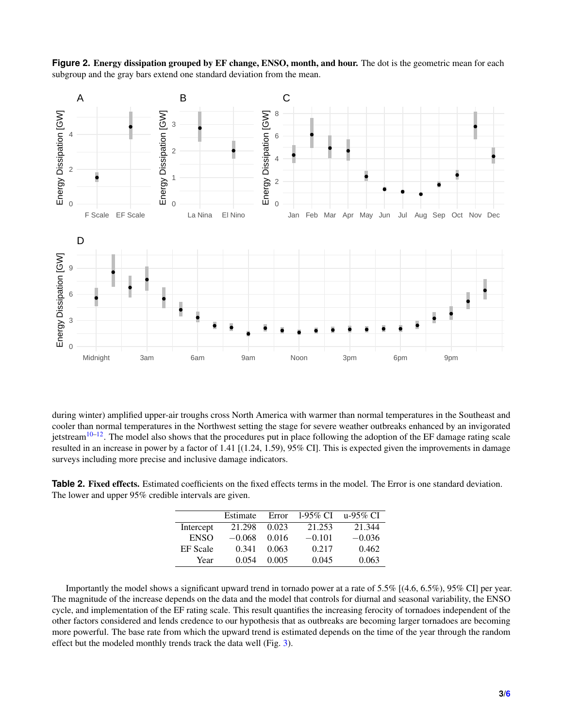**Figure 2. Energy dissipation grouped by EF change, ENSO, month, and hour.** The dot is the geometric mean for each subgroup and the gray bars extend one standard deviation from the mean.

during winter) amplified upper-air troughs cross North America with warmer than normal temperatures in the Southeast and cooler than normal temperatures in the Northwest setting the stage for severe weather outbreaks enhanced by an invigorated jetstream[10–12]. The model also shows that the procedures put in place following the adoption of the EF damage rating scale resulted in an increase in power by a factor of 1.41 [(1.24, 1.59), 95% CI]. This is expected given the improvements in damage surveys including more precise and inclusive damage indicators.

**Table 2. Fixed effects.** Estimated coefficients on the fixed effects terms in the model. The Error is one standard deviation. The lower and upper 95% credible intervals are given.

| | Estimate | Error | l-95% CI | u-95% CI |
|---|---|---|---|---|
| Intercept | 21.298 | 0.023 | 21.253 | 21.344 |
| ENSO | −0.068 | 0.016 | −0.101 | −0.036 |
| EF Scale | 0.341 | 0.063 | 0.217 | 0.462 |
| Year | 0.054 | 0.005 | 0.045 | 0.063 |

Importantly the model shows a significant upward trend in tornado power at a rate of 5.5% [(4.6, 6.5%), 95% CI] per year. The magnitude of the increase depends on the data and the model that controls for diurnal and seasonal variability, the ENSO cycle, and implementation of the EF rating scale. This result quantifies the increasing ferocity of tornadoes independent of the other factors considered and lends credence to our hypothesis that as outbreaks are becoming larger tornadoes are becoming more powerful. The base rate from which the upward trend is estimated depends on the time of the year through the random effect but the modeled monthly trends track the data well (Fig. 3).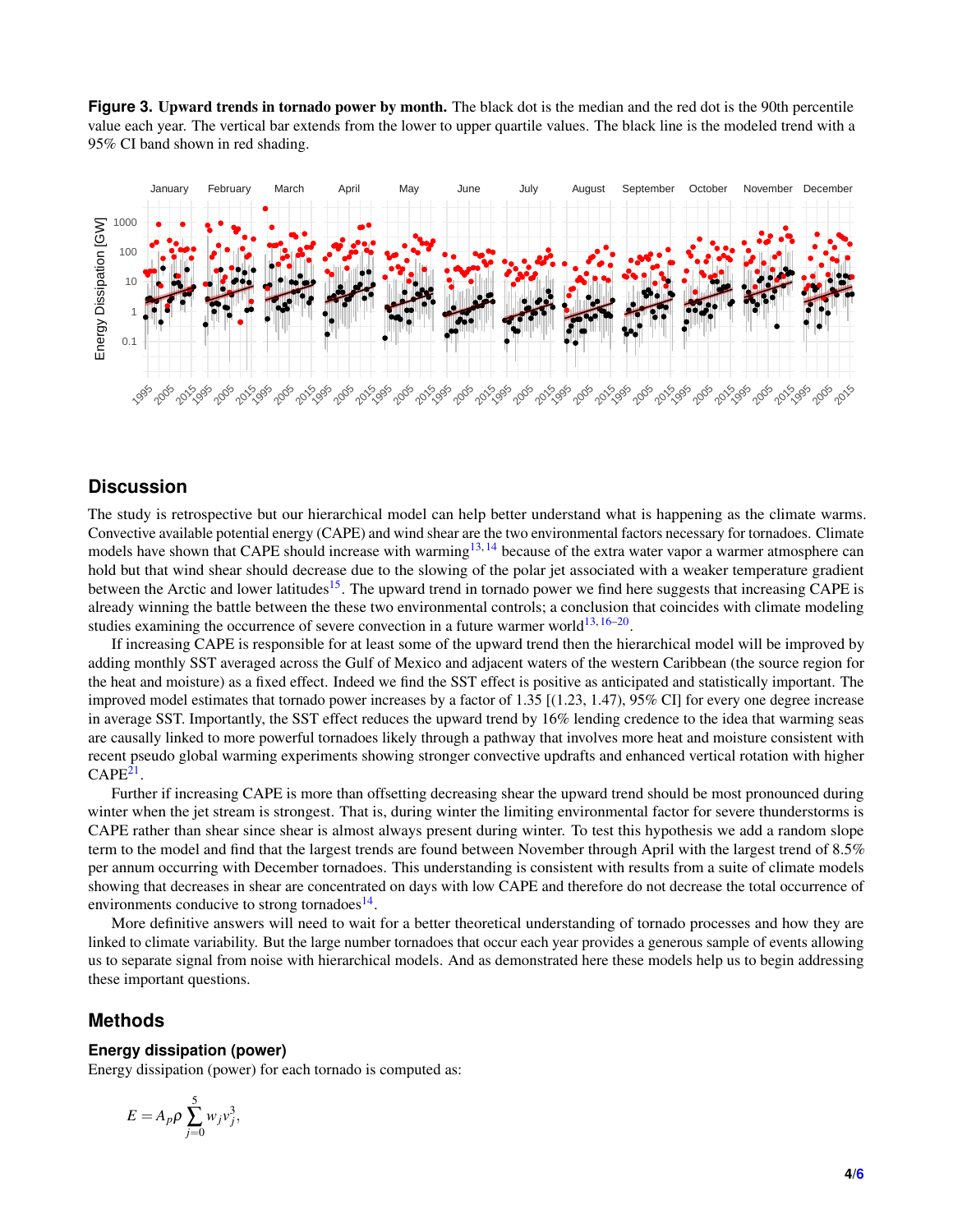**Figure 3. Upward trends in tornado power by month.** The black dot is the median and the red dot is the 90th percentile value each year. The vertical bar extends from the lower to upper quartile values. The black line is the modeled trend with a 95% CI band shown in red shading.

## Discussion

The study is retrospective but our hierarchical model can help better understand what is happening as the climate warms. Convective available potential energy (CAPE) and wind shear are the two environmental factors necessary for tornadoes. Climate models have shown that CAPE should increase with warming[13,14] because of the extra water vapor a warmer atmosphere can hold but that wind shear should decrease due to the slowing of the polar jet associated with a weaker temperature gradient between the Arctic and lower latitudes[15]. The upward trend in tornado power we find here suggests that increasing CAPE is already winning the battle between the these two environmental controls; a conclusion that coincides with climate modeling studies examining the occurrence of severe convection in a future warmer world[13,16–20].

If increasing CAPE is responsible for at least some of the upward trend then the hierarchical model will be improved by adding monthly SST averaged across the Gulf of Mexico and adjacent waters of the western Caribbean (the source region for the heat and moisture) as a fixed effect. Indeed we find the SST effect is positive as anticipated and statistically important. The improved model estimates that tornado power increases by a factor of 1.35 [(1.23, 1.47), 95% CI] for every one degree increase in average SST. Importantly, the SST effect reduces the upward trend by 16% lending credence to the idea that warming seas are causally linked to more powerful tornadoes likely through a pathway that involves more heat and moisture consistent with recent pseudo global warming experiments showing stronger convective updrafts and enhanced vertical rotation with higher CAPE[21].

Further if increasing CAPE is more than offsetting decreasing shear the upward trend should be most pronounced during winter when the jet stream is strongest. That is, during winter the limiting environmental factor for severe thunderstorms is CAPE rather than shear since shear is almost always present during winter. To test this hypothesis we add a random slope term to the model and find that the largest trends are found between November through April with the largest trend of 8.5% per annum occurring with December tornadoes. This understanding is consistent with results from a suite of climate models showing that decreases in shear are concentrated on days with low CAPE and therefore do not decrease the total occurrence of environments conducive to strong tornadoes[14].

More definitive answers will need to wait for a better theoretical understanding of tornado processes and how they are linked to climate variability. But the large number tornadoes that occur each year provides a generous sample of events allowing us to separate signal from noise with hierarchical models. And as demonstrated here these models help us to begin addressing these important questions.

## Methods

### Energy dissipation (power)

Energy dissipation (power) for each tornado is computed as:

$$E = A_p \rho \sum_{j=0}^{5} w_j v_j^3,$$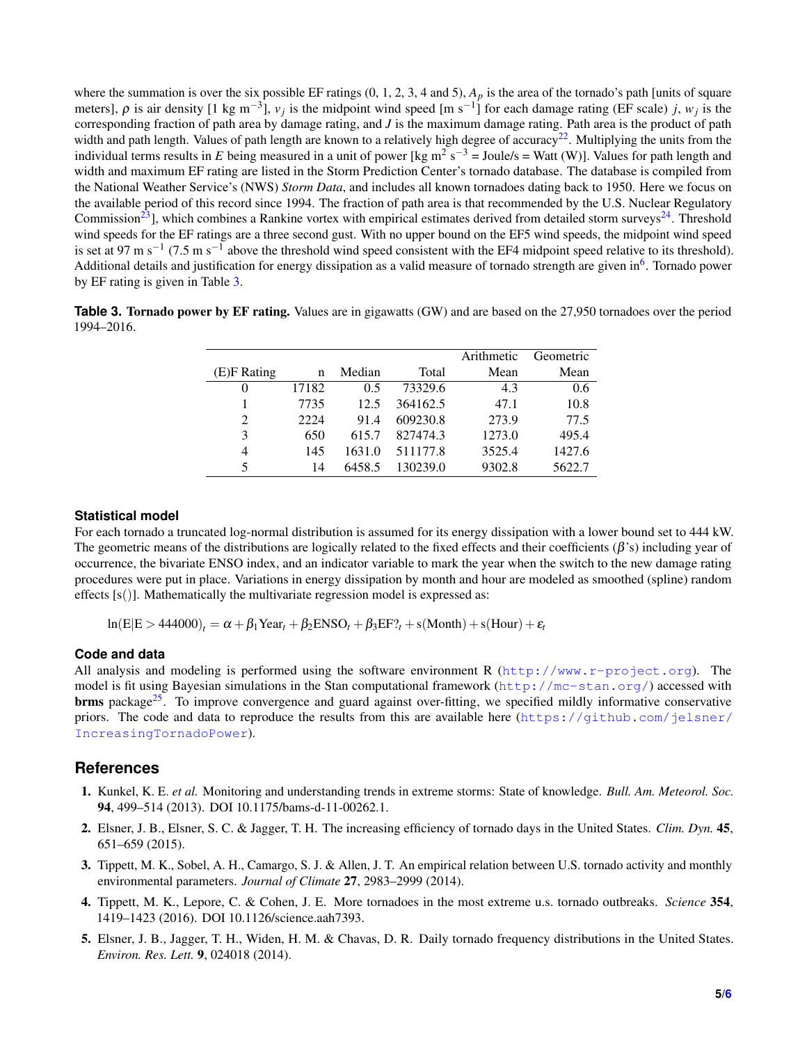where the summation is over the six possible EF ratings (0, 1, 2, 3, 4 and 5), $A_p$ is the area of the tornado's path [units of square meters], $\rho$ is air density [1 kg m$^{-3}$], $v_j$ is the midpoint wind speed [m s$^{-1}$] for each damage rating (EF scale) $j$, $w_j$ is the corresponding fraction of path area by damage rating, and $J$ is the maximum damage rating. Path area is the product of path width and path length. Values of path length are known to a relatively high degree of accuracy[22]. Multiplying the units from the individual terms results in $E$ being measured in a unit of power [kg m$^2$ s$^{-3}$ = Joule/s = Watt (W)]. Values for path length and width and maximum EF rating are listed in the Storm Prediction Center's tornado database. The database is compiled from the National Weather Service's (NWS) *Storm Data*, and includes all known tornadoes dating back to 1950. Here we focus on the available period of this record since 1994. The fraction of path area is that recommended by the U.S. Nuclear Regulatory Commission[23]], which combines a Rankine vortex with empirical estimates derived from detailed storm surveys[24]. Threshold wind speeds for the EF ratings are a three second gust. With no upper bound on the EF5 wind speeds, the midpoint wind speed is set at 97 m s$^{-1}$ (7.5 m s$^{-1}$ above the threshold wind speed consistent with the EF4 midpoint speed relative to its threshold). Additional details and justification for energy dissipation as a valid measure of tornado strength are given in[6]. Tornado power by EF rating is given in Table 3.

**Table 3. Tornado power by EF rating.** Values are in gigawatts (GW) and are based on the 27,950 tornadoes over the period 1994–2016.

| (E)F Rating | n | Median | Total | Arithmetic Mean | Geometric Mean |
|---|---|---|---|---|---|
| 0 | 17182 | 0.5 | 73329.6 | 4.3 | 0.6 |
| 1 | 7735 | 12.5 | 364162.5 | 47.1 | 10.8 |
| 2 | 2224 | 91.4 | 609230.8 | 273.9 | 77.5 |
| 3 | 650 | 615.7 | 827474.3 | 1273.0 | 495.4 |
| 4 | 145 | 1631.0 | 511177.8 | 3525.4 | 1427.6 |
| 5 | 14 | 6458.5 | 130239.0 | 9302.8 | 5622.7 |

### Statistical model

For each tornado a truncated log-normal distribution is assumed for its energy dissipation with a lower bound set to 444 kW. The geometric means of the distributions are logically related to the fixed effects and their coefficients ($\beta$'s) including year of occurrence, the bivariate ENSO index, and an indicator variable to mark the year when the switch to the new damage rating procedures were put in place. Variations in energy dissipation by month and hour are modeled as smoothed (spline) random effects [s()]. Mathematically the multivariate regression model is expressed as:

$$\ln(\mathrm{E}|\mathrm{E} > 444000)_t = \alpha + \beta_1 \mathrm{Year}_t + \beta_2 \mathrm{ENSO}_t + \beta_3 \mathrm{EF?}_t + \mathrm{s(Month)} + \mathrm{s(Hour)} + \varepsilon_t$$

### Code and data

All analysis and modeling is performed using the software environment R (http://www.r-project.org). The model is fit using Bayesian simulations in the Stan computational framework (http://mc-stan.org/) accessed with **brms** package[25]. To improve convergence and guard against over-fitting, we specified mildly informative conservative priors. The code and data to reproduce the results from this are available here (https://github.com/jelsner/IncreasingTornadoPower).

## References

1. Kunkel, K. E. *et al.* Monitoring and understanding trends in extreme storms: State of knowledge. *Bull. Am. Meteorol. Soc.* **94**, 499–514 (2013). DOI 10.1175/bams-d-11-00262.1.
2. Elsner, J. B., Elsner, S. C. & Jagger, T. H. The increasing efficiency of tornado days in the United States. *Clim. Dyn.* **45**, 651–659 (2015).
3. Tippett, M. K., Sobel, A. H., Camargo, S. J. & Allen, J. T. An empirical relation between U.S. tornado activity and monthly environmental parameters. *Journal of Climate* **27**, 2983–2999 (2014).
4. Tippett, M. K., Lepore, C. & Cohen, J. E. More tornadoes in the most extreme u.s. tornado outbreaks. *Science* **354**, 1419–1423 (2016). DOI 10.1126/science.aah7393.
5. Elsner, J. B., Jagger, T. H., Widen, H. M. & Chavas, D. R. Daily tornado frequency distributions in the United States. *Environ. Res. Lett.* **9**, 024018 (2014).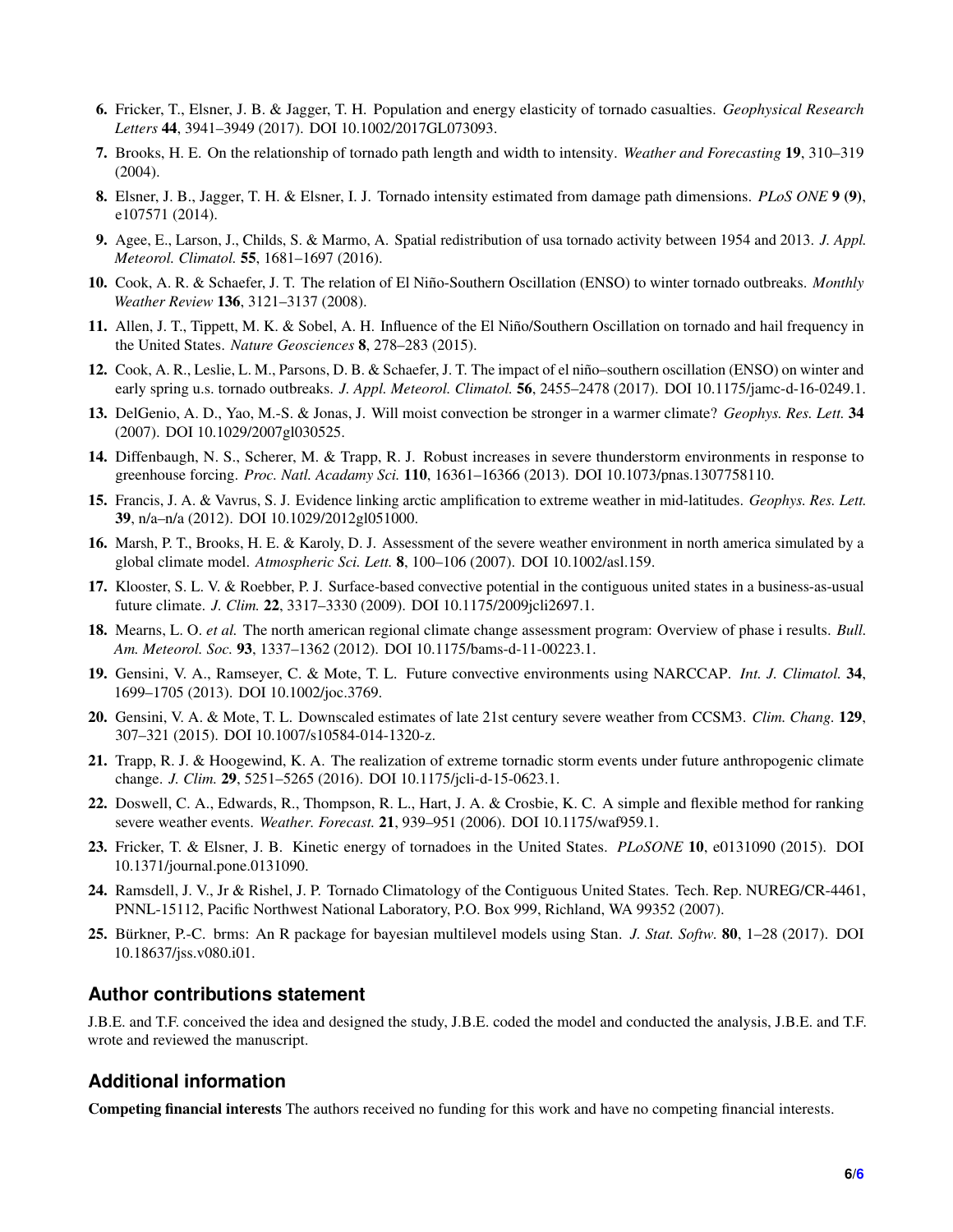6. Fricker, T., Elsner, J. B. & Jagger, T. H. Population and energy elasticity of tornado casualties. *Geophysical Research Letters* **44**, 3941–3949 (2017). DOI 10.1002/2017GL073093.
7. Brooks, H. E. On the relationship of tornado path length and width to intensity. *Weather and Forecasting* **19**, 310–319 (2004).
8. Elsner, J. B., Jagger, T. H. & Elsner, I. J. Tornado intensity estimated from damage path dimensions. *PLoS ONE* **9 (9)**, e107571 (2014).
9. Agee, E., Larson, J., Childs, S. & Marmo, A. Spatial redistribution of usa tornado activity between 1954 and 2013. *J. Appl. Meteorol. Climatol.* **55**, 1681–1697 (2016).
10. Cook, A. R. & Schaefer, J. T. The relation of El Niño-Southern Oscillation (ENSO) to winter tornado outbreaks. *Monthly Weather Review* **136**, 3121–3137 (2008).
11. Allen, J. T., Tippett, M. K. & Sobel, A. H. Influence of the El Niño/Southern Oscillation on tornado and hail frequency in the United States. *Nature Geosciences* **8**, 278–283 (2015).
12. Cook, A. R., Leslie, L. M., Parsons, D. B. & Schaefer, J. T. The impact of el niño–southern oscillation (ENSO) on winter and early spring u.s. tornado outbreaks. *J. Appl. Meteorol. Climatol.* **56**, 2455–2478 (2017). DOI 10.1175/jamc-d-16-0249.1.
13. DelGenio, A. D., Yao, M.-S. & Jonas, J. Will moist convection be stronger in a warmer climate? *Geophys. Res. Lett.* **34** (2007). DOI 10.1029/2007gl030525.
14. Diffenbaugh, N. S., Scherer, M. & Trapp, R. J. Robust increases in severe thunderstorm environments in response to greenhouse forcing. *Proc. Natl. Acadamy Sci.* **110**, 16361–16366 (2013). DOI 10.1073/pnas.1307758110.
15. Francis, J. A. & Vavrus, S. J. Evidence linking arctic amplification to extreme weather in mid-latitudes. *Geophys. Res. Lett.* **39**, n/a–n/a (2012). DOI 10.1029/2012gl051000.
16. Marsh, P. T., Brooks, H. E. & Karoly, D. J. Assessment of the severe weather environment in north america simulated by a global climate model. *Atmospheric Sci. Lett.* **8**, 100–106 (2007). DOI 10.1002/asl.159.
17. Klooster, S. L. V. & Roebber, P. J. Surface-based convective potential in the contiguous united states in a business-as-usual future climate. *J. Clim.* **22**, 3317–3330 (2009). DOI 10.1175/2009jcli2697.1.
18. Mearns, L. O. *et al.* The north american regional climate change assessment program: Overview of phase i results. *Bull. Am. Meteorol. Soc.* **93**, 1337–1362 (2012). DOI 10.1175/bams-d-11-00223.1.
19. Gensini, V. A., Ramseyer, C. & Mote, T. L. Future convective environments using NARCCAP. *Int. J. Climatol.* **34**, 1699–1705 (2013). DOI 10.1002/joc.3769.
20. Gensini, V. A. & Mote, T. L. Downscaled estimates of late 21st century severe weather from CCSM3. *Clim. Chang.* **129**, 307–321 (2015). DOI 10.1007/s10584-014-1320-z.
21. Trapp, R. J. & Hoogewind, K. A. The realization of extreme tornadic storm events under future anthropogenic climate change. *J. Clim.* **29**, 5251–5265 (2016). DOI 10.1175/jcli-d-15-0623.1.
22. Doswell, C. A., Edwards, R., Thompson, R. L., Hart, J. A. & Crosbie, K. C. A simple and flexible method for ranking severe weather events. *Weather. Forecast.* **21**, 939–951 (2006). DOI 10.1175/waf959.1.
23. Fricker, T. & Elsner, J. B. Kinetic energy of tornadoes in the United States. *PLoSONE* **10**, e0131090 (2015). DOI 10.1371/journal.pone.0131090.
24. Ramsdell, J. V., Jr & Rishel, J. P. Tornado Climatology of the Contiguous United States. Tech. Rep. NUREG/CR-4461, PNNL-15112, Pacific Northwest National Laboratory, P.O. Box 999, Richland, WA 99352 (2007).
25. Bürkner, P.-C. brms: An R package for bayesian multilevel models using Stan. *J. Stat. Softw.* **80**, 1–28 (2017). DOI 10.18637/jss.v080.i01.

## Author contributions statement

J.B.E. and T.F. conceived the idea and designed the study, J.B.E. coded the model and conducted the analysis, J.B.E. and T.F. wrote and reviewed the manuscript.

## Additional information

**Competing financial interests** The authors received no funding for this work and have no competing financial interests.